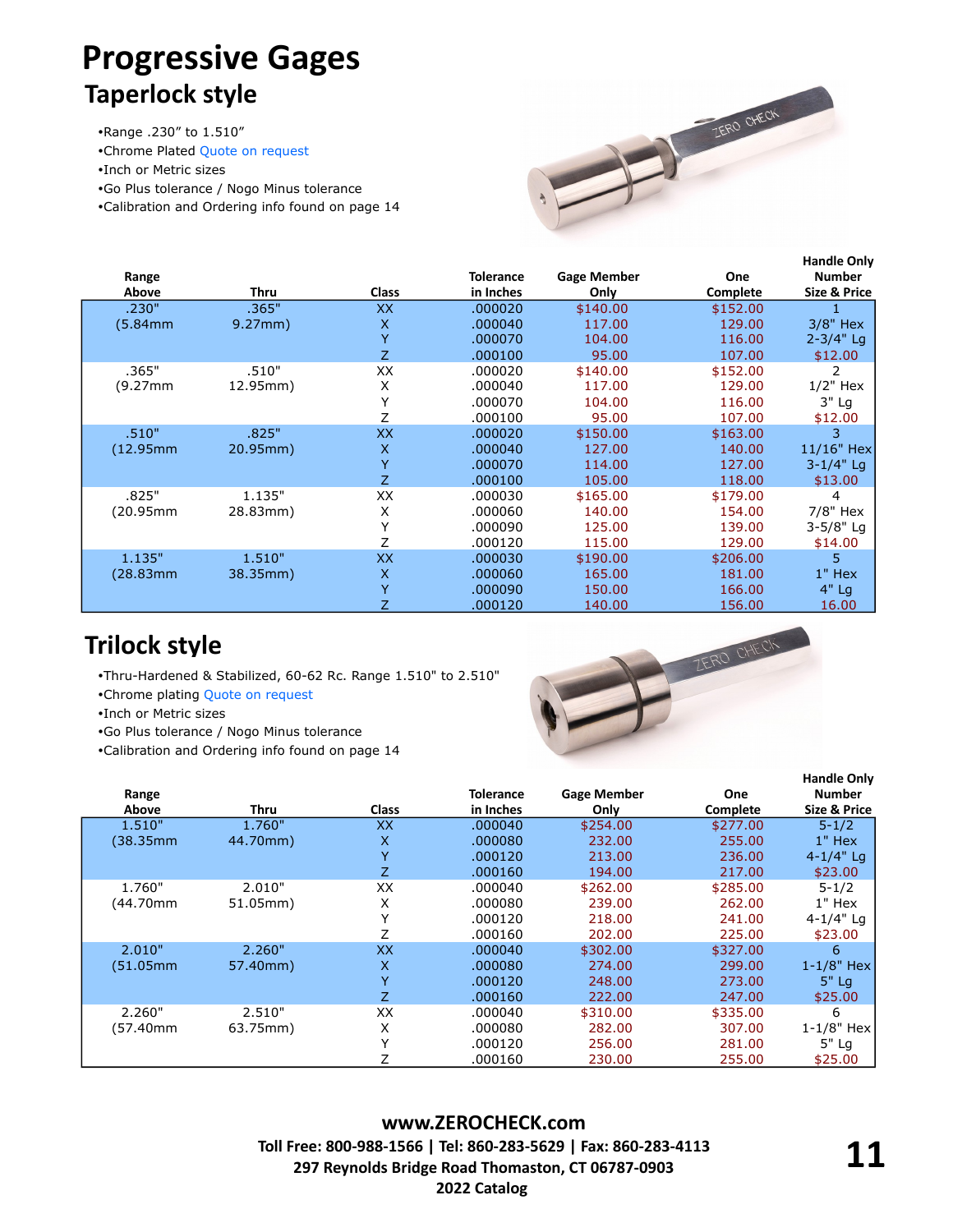# Progressive Gages

## Taperlock style

- •Range .230" to 1.510"
- •Chrome Plated Quote on request
- •Inch or Metric sizes
- •Go Plus tolerance / Nogo Minus tolerance
- •Calibration and Ordering info found on page 14

| Range Above | Thru | Class | Tolerance in Inches | Gage Member Only | One Complete | Handle Only Number Size & Price |
|---|---|---|---|---|---|---|
| .230" | .365" | XX | .000020 | $140.00 | $152.00 | 1 |
| (5.84mm | 9.27mm) | X | .000040 | 117.00 | 129.00 | 3/8" Hex |
| | | Y | .000070 | 104.00 | 116.00 | 2-3/4" Lg |
| | | Z | .000100 | 95.00 | 107.00 | $12.00 |
| .365" | .510" | XX | .000020 | $140.00 | $152.00 | 2 |
| (9.27mm | 12.95mm) | X | .000040 | 117.00 | 129.00 | 1/2" Hex |
| | | Y | .000070 | 104.00 | 116.00 | 3" Lg |
| | | Z | .000100 | 95.00 | 107.00 | $12.00 |
| .510" | .825" | XX | .000020 | $150.00 | $163.00 | 3 |
| (12.95mm | 20.95mm) | X | .000040 | 127.00 | 140.00 | 11/16" Hex |
| | | Y | .000070 | 114.00 | 127.00 | 3-1/4" Lg |
| | | Z | .000100 | 105.00 | 118.00 | $13.00 |
| .825" | 1.135" | XX | .000030 | $165.00 | $179.00 | 4 |
| (20.95mm | 28.83mm) | X | .000060 | 140.00 | 154.00 | 7/8" Hex |
| | | Y | .000090 | 125.00 | 139.00 | 3-5/8" Lg |
| | | Z | .000120 | 115.00 | 129.00 | $14.00 |
| 1.135" | 1.510" | XX | .000030 | $190.00 | $206.00 | 5 |
| (28.83mm | 38.35mm) | X | .000060 | 165.00 | 181.00 | 1" Hex |
| | | Y | .000090 | 150.00 | 166.00 | 4" Lg |
| | | Z | .000120 | 140.00 | 156.00 | 16.00 |

## Trilock style

- •Thru-Hardened & Stabilized, 60-62 Rc. Range 1.510" to 2.510"
- •Chrome plating Quote on request
- •Inch or Metric sizes
- •Go Plus tolerance / Nogo Minus tolerance
- •Calibration and Ordering info found on page 14

| Range Above | Thru | Class | Tolerance in Inches | Gage Member Only | One Complete | Handle Only Number Size & Price |
|---|---|---|---|---|---|---|
| 1.510" | 1.760" | XX | .000040 | $254.00 | $277.00 | 5-1/2 |
| (38.35mm | 44.70mm) | X | .000080 | 232.00 | 255.00 | 1" Hex |
| | | Y | .000120 | 213.00 | 236.00 | 4-1/4" Lg |
| | | Z | .000160 | 194.00 | 217.00 | $23.00 |
| 1.760" | 2.010" | XX | .000040 | $262.00 | $285.00 | 5-1/2 |
| (44.70mm | 51.05mm) | X | .000080 | 239.00 | 262.00 | 1" Hex |
| | | Y | .000120 | 218.00 | 241.00 | 4-1/4" Lg |
| | | Z | .000160 | 202.00 | 225.00 | $23.00 |
| 2.010" | 2.260" | XX | .000040 | $302.00 | $327.00 | 6 |
| (51.05mm | 57.40mm) | X | .000080 | 274.00 | 299.00 | 1-1/8" Hex |
| | | Y | .000120 | 248.00 | 273.00 | 5" Lg |
| | | Z | .000160 | 222.00 | 247.00 | $25.00 |
| 2.260" | 2.510" | XX | .000040 | $310.00 | $335.00 | 6 |
| (57.40mm | 63.75mm) | X | .000080 | 282.00 | 307.00 | 1-1/8" Hex |
| | | Y | .000120 | 256.00 | 281.00 | 5" Lg |
| | | Z | .000160 | 230.00 | 255.00 | $25.00 |

**www.ZEROCHECK.com**
**Toll Free: 800-988-1566 | Tel: 860-283-5629 | Fax: 860-283-4113**
**297 Reynolds Bridge Road Thomaston, CT 06787-0903**
**2022 Catalog**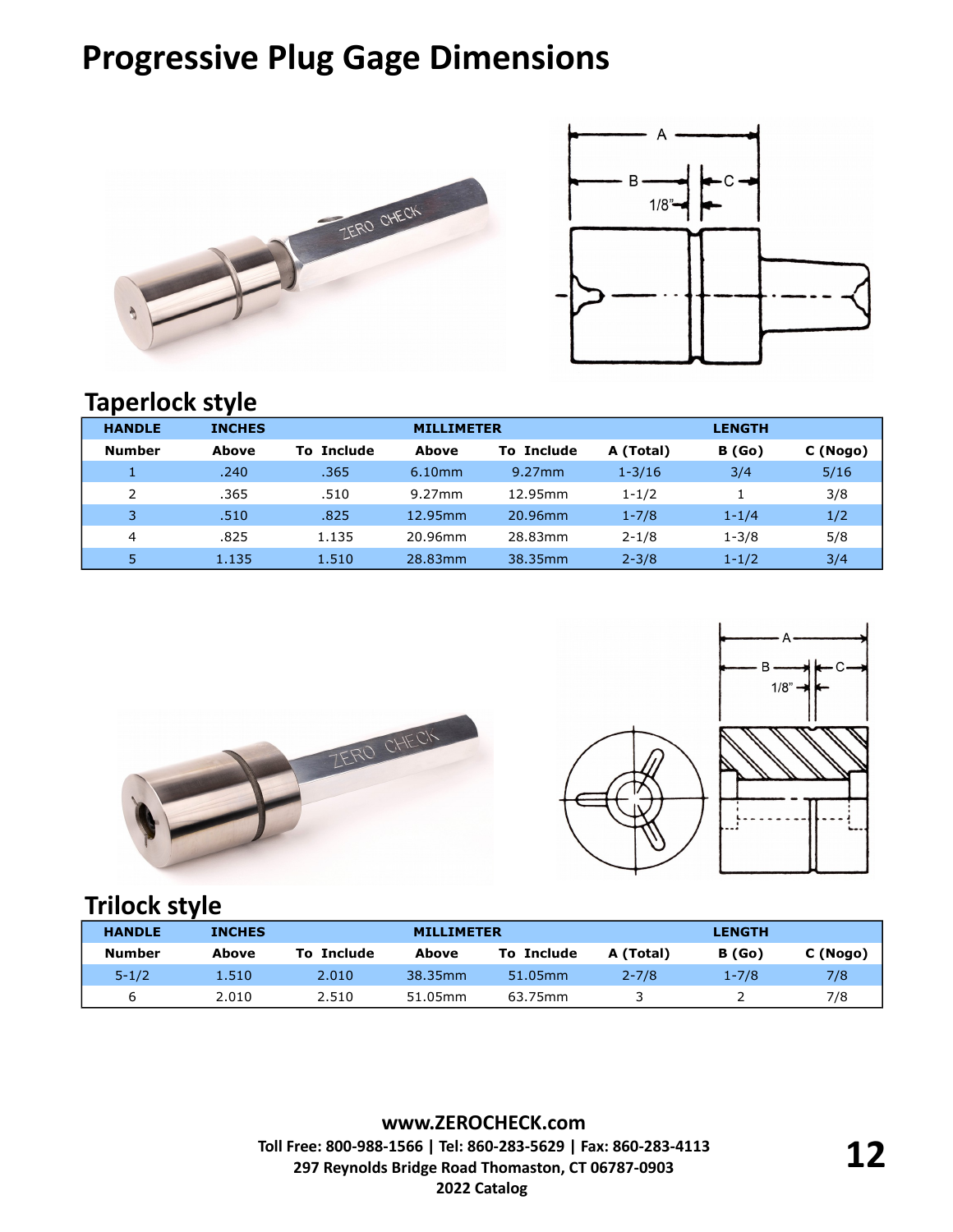# Progressive Plug Gage Dimensions

A
B
C
1/8"

## Taperlock style

| HANDLE | INCHES | | MILLIMETER | | LENGTH | | |
|---|---|---|---|---|---|---|---|
| Number | Above | To Include | Above | To Include | A (Total) | B (Go) | C (Nogo) |
| 1 | .240 | .365 | 6.10mm | 9.27mm | 1-3/16 | 3/4 | 5/16 |
| 2 | .365 | .510 | 9.27mm | 12.95mm | 1-1/2 | 1 | 3/8 |
| 3 | .510 | .825 | 12.95mm | 20.96mm | 1-7/8 | 1-1/4 | 1/2 |
| 4 | .825 | 1.135 | 20.96mm | 28.83mm | 2-1/8 | 1-3/8 | 5/8 |
| 5 | 1.135 | 1.510 | 28.83mm | 38.35mm | 2-3/8 | 1-1/2 | 3/4 |

A
B
C
1/8"

## Trilock style

| HANDLE | INCHES | | MILLIMETER | | LENGTH | | |
|---|---|---|---|---|---|---|---|
| Number | Above | To Include | Above | To Include | A (Total) | B (Go) | C (Nogo) |
| 5-1/2 | 1.510 | 2.010 | 38.35mm | 51.05mm | 2-7/8 | 1-7/8 | 7/8 |
| 6 | 2.010 | 2.510 | 51.05mm | 63.75mm | 3 | 2 | 7/8 |

**www.ZEROCHECK.com**
**Toll Free: 800-988-1566 | Tel: 860-283-5629 | Fax: 860-283-4113**
**297 Reynolds Bridge Road Thomaston, CT 06787-0903**
**2022 Catalog**